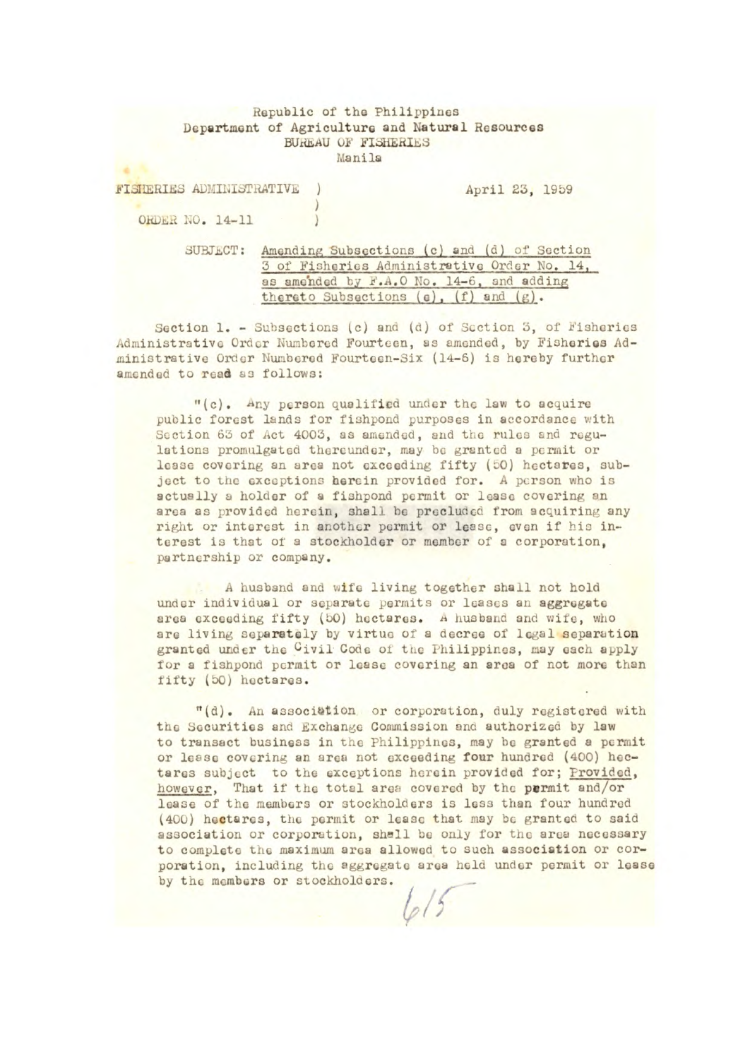Republic of the Philippines
Department of Agriculture and Natural Resources
BUREAU OF FISHERIES
Manila

FISHERIES ADMINISTRATIVE ORDER NO. 14-11

April 23, 1959

SUBJECT: Amending Subsections (c) and (d) of Section 3 of Fisheries Administrative Order No. 14, as amended by F.A.O No. 14-6, and adding thereto Subsections (e), (f) and (g).

Section 1. - Subsections (c) and (d) of Section 3, of Fisheries Administrative Order Numbered Fourteen, as amended, by Fisheries Administrative Order Numbered Fourteen-Six (14-6) is hereby further amended to read as follows:

"(c). Any person qualified under the law to acquire public forest lands for fishpond purposes in accordance with Section 63 of Act 4003, as amended, and the rules and regulations promulgated thereunder, may be granted a permit or lease covering an area not exceeding fifty (50) hectares, subject to the exceptions herein provided for. A person who is actually a holder of a fishpond permit or lease covering an area as provided herein, shall be precluded from acquiring any right or interest in another permit or lease, even if his interest is that of a stockholder or member of a corporation, partnership or company.

A husband and wife living together shall not hold under individual or separate permits or leases an aggregate area exceeding fifty (50) hectares. A husband and wife, who are living separately by virtue of a decree of legal separation granted under the Civil Code of the Philippines, may each apply for a fishpond permit or lease covering an area of not more than fifty (50) hectares.

"(d). An association or corporation, duly registered with the Securities and Exchange Commission and authorized by law to transact business in the Philippines, may be granted a permit or lease covering an area not exceeding four hundred (400) hectares subject to the exceptions herein provided for; Provided, however, That if the total area covered by the permit and/or lease of the members or stockholders is less than four hundred (400) hectares, the permit or lease that may be granted to said association or corporation, shall be only for the area necessary to complete the maximum area allowed to such association or corporation, including the aggregate area held under permit or lease by the members or stockholders.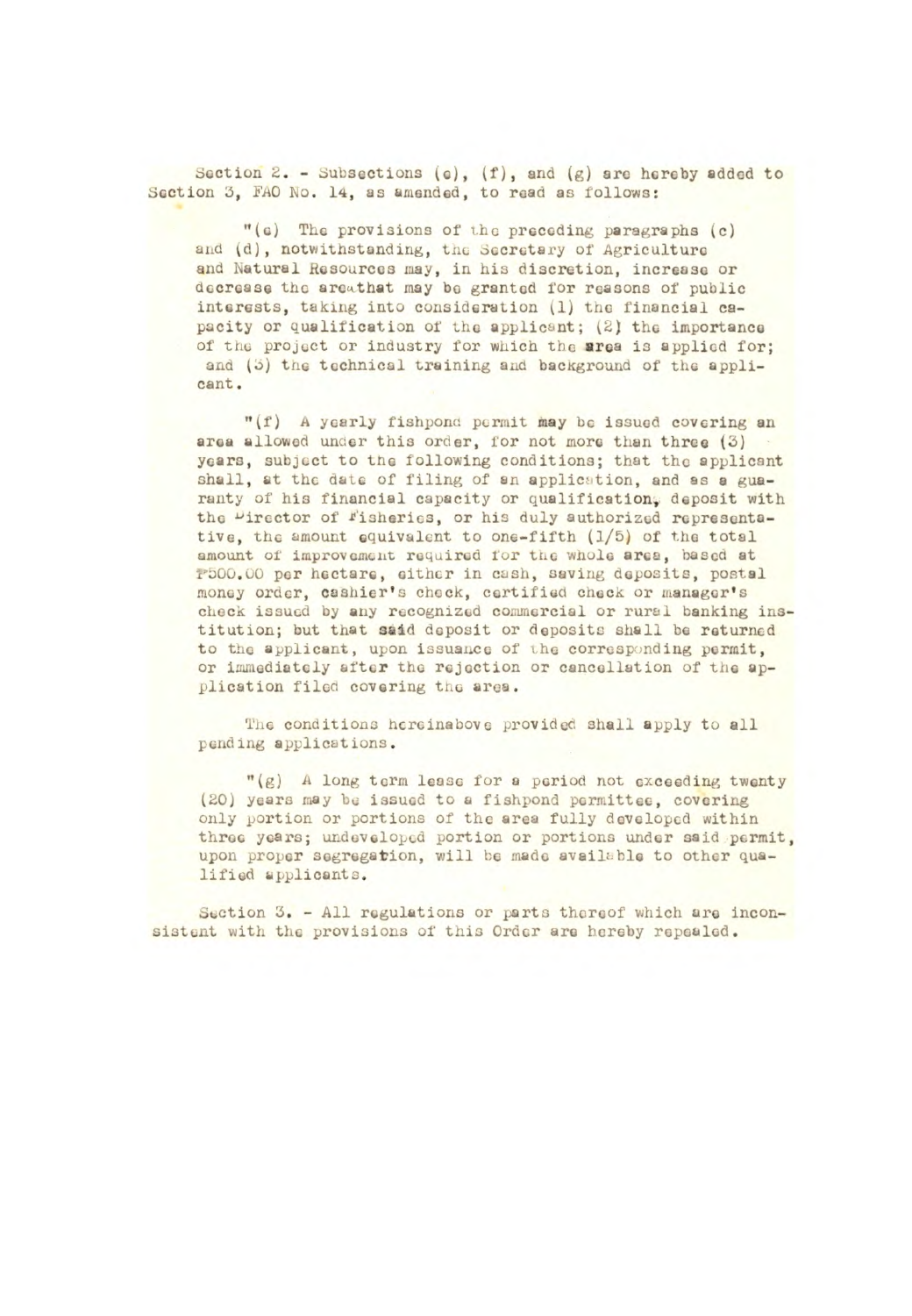Section 2. - Subsections (e), (f), and (g) are hereby added to Section 3, FAO No. 14, as amended, to read as follows:

"(e) The provisions of the preceding paragraphs (c) and (d), notwithstanding, the Secretary of Agriculture and Natural Resources may, in his discretion, increase or decrease the area that may be granted for reasons of public interests, taking into consideration (1) the financial capacity or qualification of the applicant; (2) the importance of the project or industry for which the area is applied for; and (3) the technical training and background of the applicant.

"(f) A yearly fishpond permit may be issued covering an area allowed under this order, for not more than three (3) years, subject to the following conditions; that the applicant shall, at the date of filing of an application, and as a guaranty of his financial capacity or qualification, deposit with the Director of Fisheries, or his duly authorized representative, the amount equivalent to one-fifth (1/5) of the total amount of improvement required for the whole area, based at ₱500.00 per hectare, either in cash, saving deposits, postal money order, cashier's check, certified check or manager's check issued by any recognized commercial or rural banking institution; but that said deposit or deposits shall be returned to the applicant, upon issuance of the corresponding permit, or immediately after the rejection or cancellation of the application filed covering the area.

The conditions hereinabove provided shall apply to all pending applications.

"(g) A long term lease for a period not exceeding twenty (20) years may be issued to a fishpond permittee, covering only portion or portions of the area fully developed within three years; undeveloped portion or portions under said permit, upon proper segregation, will be made available to other qualified applicants.

Section 3. - All regulations or parts thereof which are inconsistent with the provisions of this Order are hereby repealed.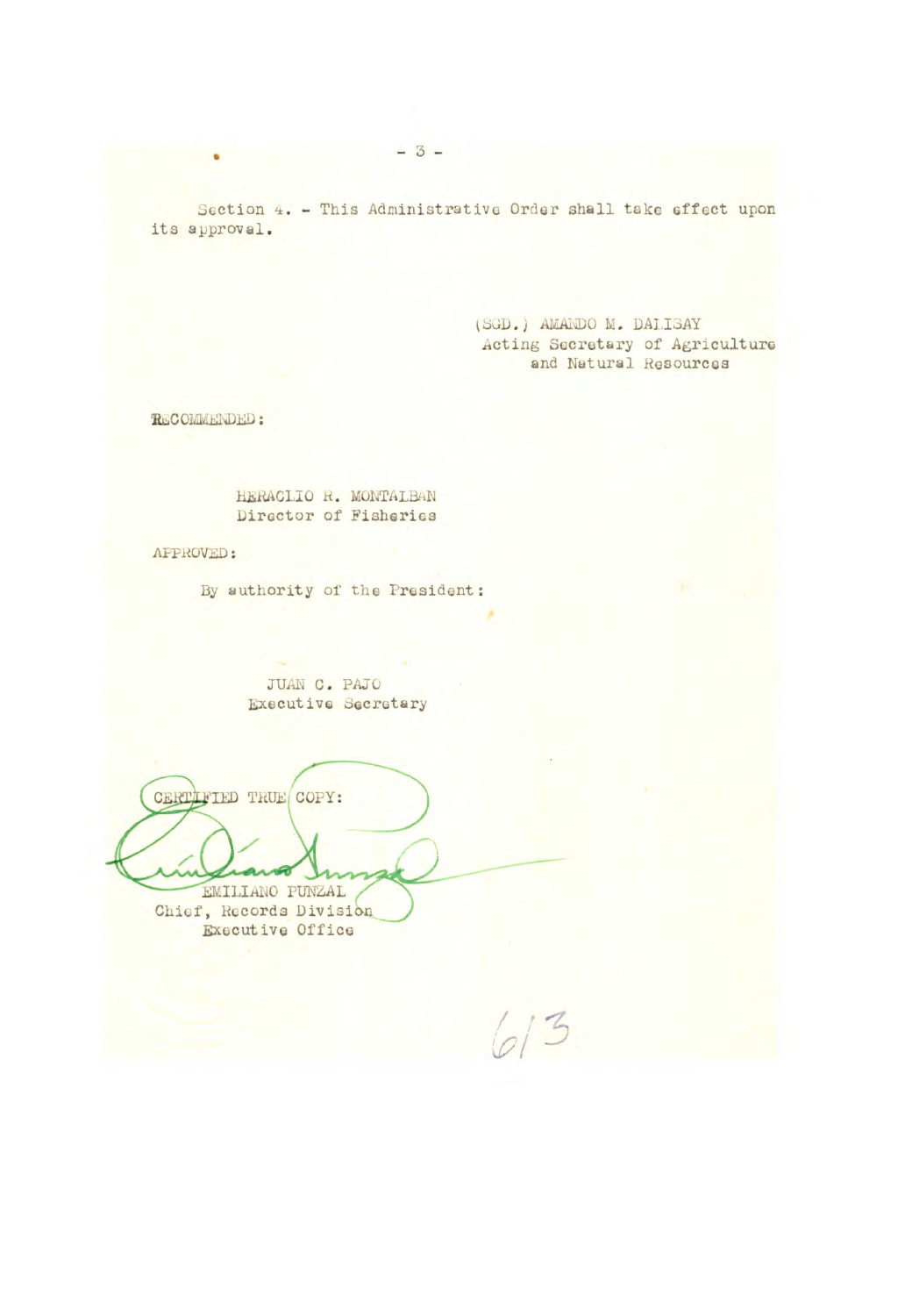Section 4. - This Administrative Order shall take effect upon its approval.

(SGD.) AMANDO M. DALISAY
Acting Secretary of Agriculture
and Natural Resources

RECOMMENDED:

HERACLIO R. MONTALBAN
Director of Fisheries

APPROVED:

By authority of the President:

JUAN C. PAJO
Executive Secretary

CERTIFIED TRUE COPY:

EMILIANO PUNZAL
Chief, Records Division
Executive Office

613